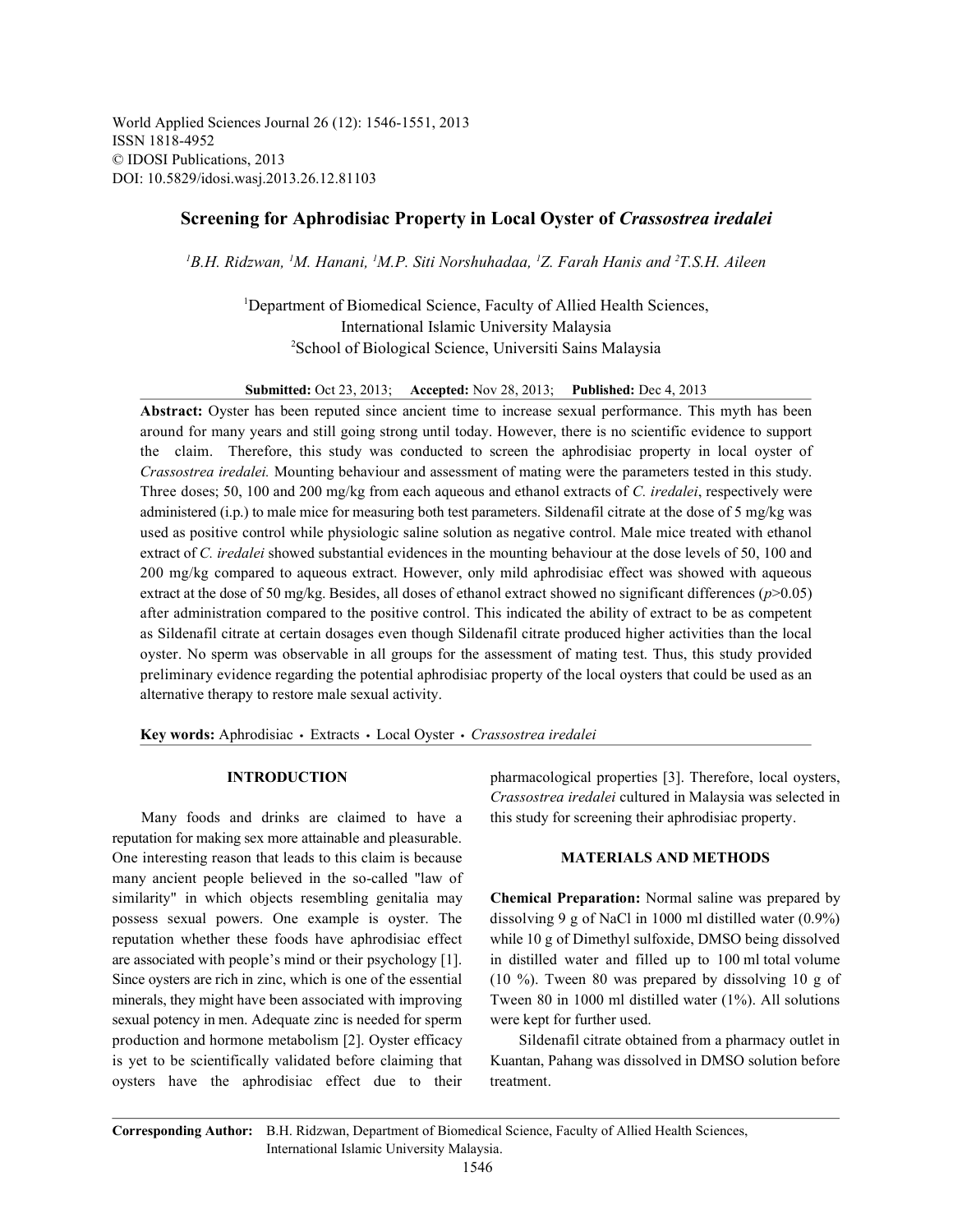World Applied Sciences Journal 26 (12): 1546-1551, 2013
ISSN 1818-4952
© IDOSI Publications, 2013
DOI: 10.5829/idosi.wasj.2013.26.12.81103

# Screening for Aphrodisiac Property in Local Oyster of *Crassostrea iredalei*

*[1]B.H. Ridzwan, [1]M. Hanani, [1]M.P. Siti Norshuhadaa, [1]Z. Farah Hanis and [2]T.S.H. Aileen*

[1]Department of Biomedical Science, Faculty of Allied Health Sciences, International Islamic University Malaysia
[2]School of Biological Science, Universiti Sains Malaysia

**Submitted:** Oct 23, 2013; **Accepted:** Nov 28, 2013; **Published:** Dec 4, 2013

**Abstract:** Oyster has been reputed since ancient time to increase sexual performance. This myth has been around for many years and still going strong until today. However, there is no scientific evidence to support the claim. Therefore, this study was conducted to screen the aphrodisiac property in local oyster of *Crassostrea iredalei.* Mounting behaviour and assessment of mating were the parameters tested in this study. Three doses; 50, 100 and 200 mg/kg from each aqueous and ethanol extracts of *C. iredalei*, respectively were administered (i.p.) to male mice for measuring both test parameters. Sildenafil citrate at the dose of 5 mg/kg was used as positive control while physiologic saline solution as negative control. Male mice treated with ethanol extract of *C. iredalei* showed substantial evidences in the mounting behaviour at the dose levels of 50, 100 and 200 mg/kg compared to aqueous extract. However, only mild aphrodisiac effect was showed with aqueous extract at the dose of 50 mg/kg. Besides, all doses of ethanol extract showed no significant differences ($p$>0.05) after administration compared to the positive control. This indicated the ability of extract to be as competent as Sildenafil citrate at certain dosages even though Sildenafil citrate produced higher activities than the local oyster. No sperm was observable in all groups for the assessment of mating test. Thus, this study provided preliminary evidence regarding the potential aphrodisiac property of the local oysters that could be used as an alternative therapy to restore male sexual activity.

**Key words:** Aphrodisiac • Extracts • Local Oyster • *Crassostrea iredalei*

## INTRODUCTION

Many foods and drinks are claimed to have a reputation for making sex more attainable and pleasurable. One interesting reason that leads to this claim is because many ancient people believed in the so-called "law of similarity" in which objects resembling genitalia may possess sexual powers. One example is oyster. The reputation whether these foods have aphrodisiac effect are associated with people's mind or their psychology [1]. Since oysters are rich in zinc, which is one of the essential minerals, they might have been associated with improving sexual potency in men. Adequate zinc is needed for sperm production and hormone metabolism [2]. Oyster efficacy is yet to be scientifically validated before claiming that oysters have the aphrodisiac effect due to their pharmacological properties [3]. Therefore, local oysters, *Crassostrea iredalei* cultured in Malaysia was selected in this study for screening their aphrodisiac property.

## MATERIALS AND METHODS

**Chemical Preparation:** Normal saline was prepared by dissolving 9 g of NaCl in 1000 ml distilled water (0.9%) while 10 g of Dimethyl sulfoxide, DMSO being dissolved in distilled water and filled up to 100 ml total volume (10 %). Tween 80 was prepared by dissolving 10 g of Tween 80 in 1000 ml distilled water (1%). All solutions were kept for further used.

Sildenafil citrate obtained from a pharmacy outlet in Kuantan, Pahang was dissolved in DMSO solution before treatment.

**Corresponding Author:** B.H. Ridzwan, Department of Biomedical Science, Faculty of Allied Health Sciences, International Islamic University Malaysia.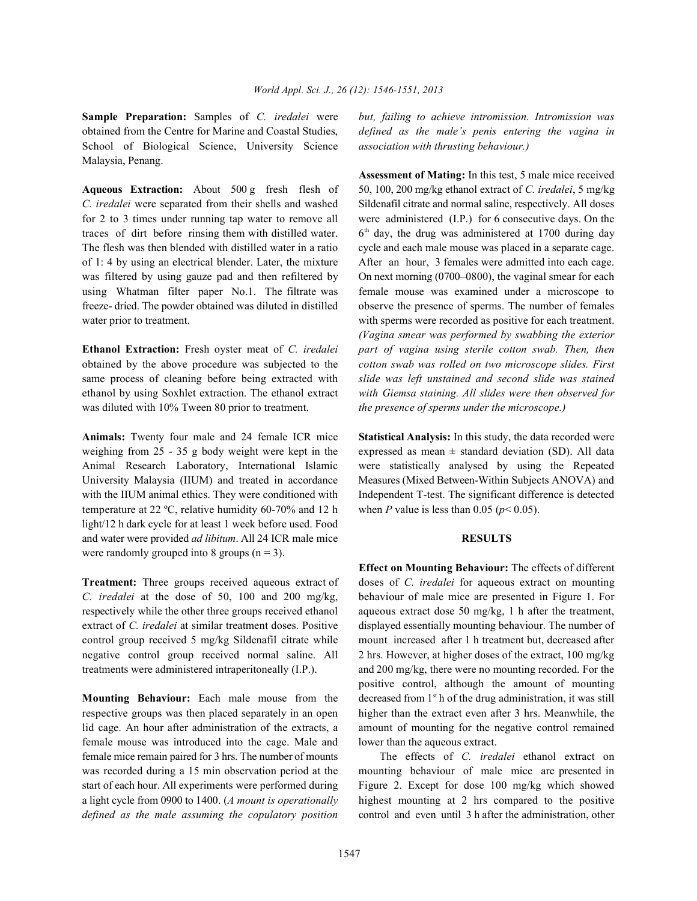**Sample Preparation:** Samples of *C. iredalei* were obtained from the Centre for Marine and Coastal Studies, School of Biological Science, University Science Malaysia, Penang.

**Aqueous Extraction:** About 500 g fresh flesh of *C. iredalei* were separated from their shells and washed for 2 to 3 times under running tap water to remove all traces of dirt before rinsing them with distilled water. The flesh was then blended with distilled water in a ratio of 1: 4 by using an electrical blender. Later, the mixture was filtered by using gauze pad and then refiltered by using Whatman filter paper No.1. The filtrate was freeze- dried. The powder obtained was diluted in distilled water prior to treatment.

**Ethanol Extraction:** Fresh oyster meat of *C. iredalei* obtained by the above procedure was subjected to the same process of cleaning before being extracted with ethanol by using Soxhlet extraction. The ethanol extract was diluted with 10% Tween 80 prior to treatment.

**Animals:** Twenty four male and 24 female ICR mice weighing from 25 - 35 g body weight were kept in the Animal Research Laboratory, International Islamic University Malaysia (IIUM) and treated in accordance with the IIUM animal ethics. They were conditioned with temperature at 22 ºC, relative humidity 60-70% and 12 h light/12 h dark cycle for at least 1 week before used. Food and water were provided *ad libitum*. All 24 ICR male mice were randomly grouped into 8 groups (n = 3).

**Treatment:** Three groups received aqueous extract of *C. iredalei* at the dose of 50, 100 and 200 mg/kg, respectively while the other three groups received ethanol extract of *C. iredalei* at similar treatment doses. Positive control group received 5 mg/kg Sildenafil citrate while negative control group received normal saline. All treatments were administered intraperitoneally (I.P.).

**Mounting Behaviour:** Each male mouse from the respective groups was then placed separately in an open lid cage. An hour after administration of the extracts, a female mouse was introduced into the cage. Male and female mice remain paired for 3 hrs. The number of mounts was recorded during a 15 min observation period at the start of each hour. All experiments were performed during a light cycle from 0900 to 1400. (*A mount is operationally defined as the male assuming the copulatory position but, failing to achieve intromission. Intromission was defined as the male's penis entering the vagina in association with thrusting behaviour.)*

**Assessment of Mating:** In this test, 5 male mice received 50, 100, 200 mg/kg ethanol extract of *C. iredalei*, 5 mg/kg Sildenafil citrate and normal saline, respectively. All doses were administered (I.P.) for 6 consecutive days. On the 6th day, the drug was administered at 1700 during day cycle and each male mouse was placed in a separate cage. After an hour, 3 females were admitted into each cage. On next morning (0700–0800), the vaginal smear for each female mouse was examined under a microscope to observe the presence of sperms. The number of females with sperms were recorded as positive for each treatment. *(Vagina smear was performed by swabbing the exterior part of vagina using sterile cotton swab. Then, then cotton swab was rolled on two microscope slides. First slide was left unstained and second slide was stained with Giemsa staining. All slides were then observed for the presence of sperms under the microscope.)*

**Statistical Analysis:** In this study, the data recorded were expressed as mean ± standard deviation (SD). All data were statistically analysed by using the Repeated Measures (Mixed Between-Within Subjects ANOVA) and Independent T-test. The significant difference is detected when *P* value is less than 0.05 ($p < 0.05$).

## RESULTS

**Effect on Mounting Behaviour:** The effects of different doses of *C. iredalei* for aqueous extract on mounting behaviour of male mice are presented in Figure 1. For aqueous extract dose 50 mg/kg, 1 h after the treatment, displayed essentially mounting behaviour. The number of mount increased after 1 h treatment but, decreased after 2 hrs. However, at higher doses of the extract, 100 mg/kg and 200 mg/kg, there were no mounting recorded. For the positive control, although the amount of mounting decreased from 1st h of the drug administration, it was still higher than the extract even after 3 hrs. Meanwhile, the amount of mounting for the negative control remained lower than the aqueous extract.

The effects of *C. iredalei* ethanol extract on mounting behaviour of male mice are presented in Figure 2. Except for dose 100 mg/kg which showed highest mounting at 2 hrs compared to the positive control and even until 3 h after the administration, other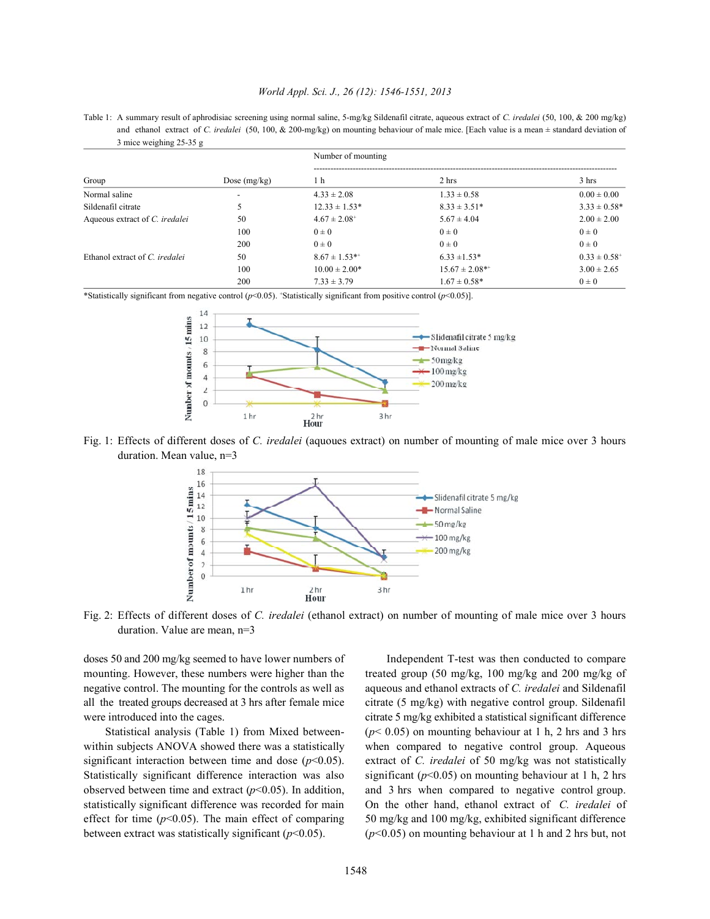Table 1: A summary result of aphrodisiac screening using normal saline, 5-mg/kg Sildenafil citrate, aqueous extract of *C. iredalei* (50, 100, & 200 mg/kg) and ethanol extract of *C. iredalei* (50, 100, & 200-mg/kg) on mounting behaviour of male mice. [Each value is a mean ± standard deviation of 3 mice weighing 25-35 g

| Group | Dose (mg/kg) | Number of mounting | | |
|---|---|---|---|---|
| | | 1 h | 2 hrs | 3 hrs |
| Normal saline | - | 4.33 ± 2.08 | 1.33 ± 0.58 | 0.00 ± 0.00 |
| Sildenafil citrate | 5 | 12.33 ± 1.53* | 8.33 ± 3.51* | 3.33 ± 0.58* |
| Aqueous extract of *C. iredalei* | 50 | 4.67 ± 2.08⁺ | 5.67 ± 4.04 | 2.00 ± 2.00 |
| | 100 | 0 ± 0 | 0 ± 0 | 0 ± 0 |
| | 200 | 0 ± 0 | 0 ± 0 | 0 ± 0 |
| Ethanol extract of *C. iredalei* | 50 | 8.67 ± 1.53*⁺ | 6.33 ±1.53* | 0.33 ± 0.58⁺ |
| | 100 | 10.00 ± 2.00* | 15.67 ± 2.08*⁺ | 3.00 ± 2.65 |
| | 200 | 7.33 ± 3.79 | 1.67 ± 0.58* | 0 ± 0 |

*Statistically significant from negative control ($p<0.05$). ⁺Statistically significant from positive control ($p<0.05$)].

Fig. 1: Effects of different doses of *C. iredalei* (aquoues extract) on number of mounting of male mice over 3 hours duration. Mean value, n=3

Fig. 2: Effects of different doses of *C. iredalei* (ethanol extract) on number of mounting of male mice over 3 hours duration. Value are mean, n=3

doses 50 and 200 mg/kg seemed to have lower numbers of mounting. However, these numbers were higher than the negative control. The mounting for the controls as well as all the treated groups decreased at 3 hrs after female mice were introduced into the cages.

Statistical analysis (Table 1) from Mixed between-within subjects ANOVA showed there was a statistically significant interaction between time and dose ($p<0.05$). Statistically significant difference interaction was also observed between time and extract ($p<0.05$). In addition, statistically significant difference was recorded for main effect for time ($p<0.05$). The main effect of comparing between extract was statistically significant ($p<0.05$).

Independent T-test was then conducted to compare treated group (50 mg/kg, 100 mg/kg and 200 mg/kg of aqueous and ethanol extracts of *C. iredalei* and Sildenafil citrate (5 mg/kg) with negative control group. Sildenafil citrate 5 mg/kg exhibited a statistical significant difference ($p< 0.05$) on mounting behaviour at 1 h, 2 hrs and 3 hrs when compared to negative control group. Aqueous extract of *C. iredalei* of 50 mg/kg was not statistically significant ($p<0.05$) on mounting behaviour at 1 h, 2 hrs and 3 hrs when compared to negative control group. On the other hand, ethanol extract of *C. iredalei* of 50 mg/kg and 100 mg/kg, exhibited significant difference ($p<0.05$) on mounting behaviour at 1 h and 2 hrs but, not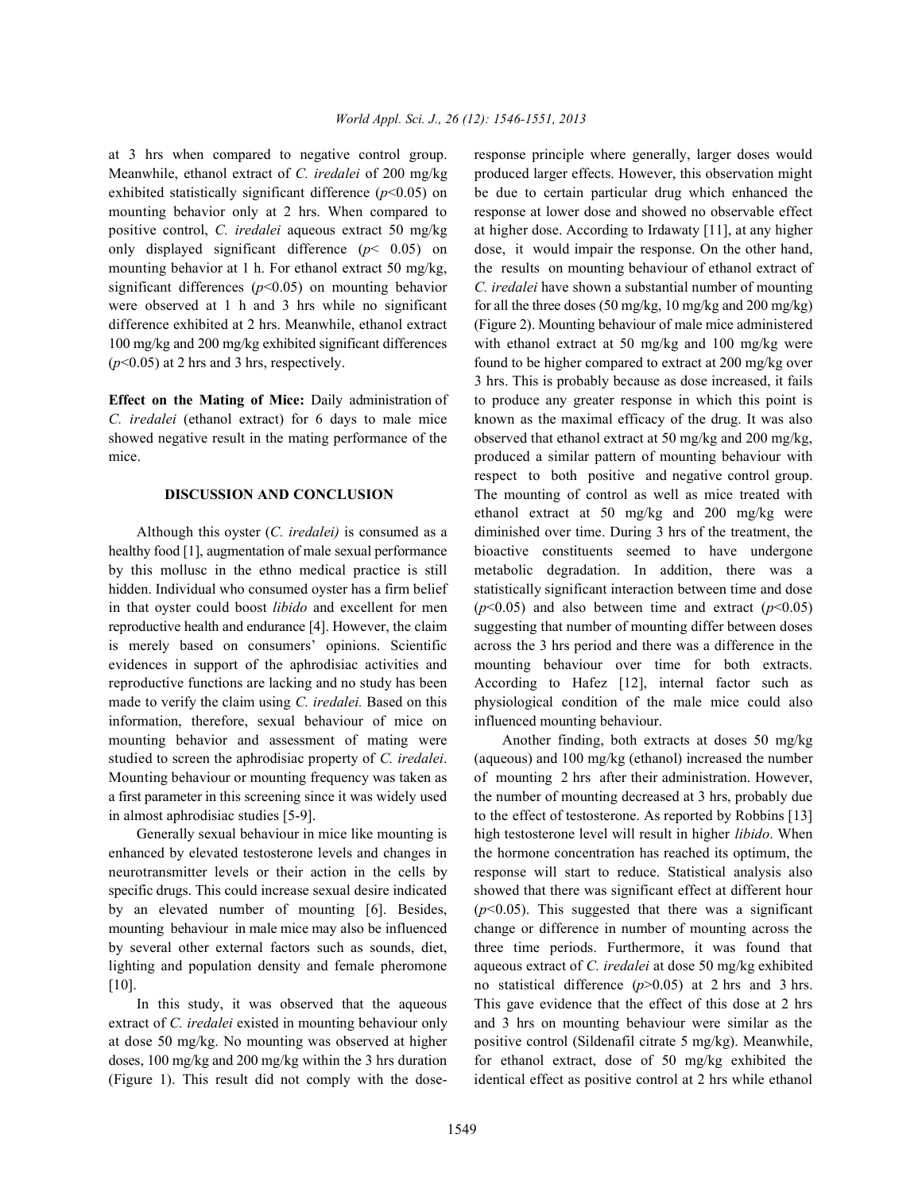at 3 hrs when compared to negative control group. Meanwhile, ethanol extract of *C. iredalei* of 200 mg/kg exhibited statistically significant difference ($p$<0.05) on mounting behavior only at 2 hrs. When compared to positive control, *C. iredalei* aqueous extract 50 mg/kg only displayed significant difference ($p$< 0.05) on mounting behavior at 1 h. For ethanol extract 50 mg/kg, significant differences ($p$<0.05) on mounting behavior were observed at 1 h and 3 hrs while no significant difference exhibited at 2 hrs. Meanwhile, ethanol extract 100 mg/kg and 200 mg/kg exhibited significant differences ($p$<0.05) at 2 hrs and 3 hrs, respectively.

**Effect on the Mating of Mice:** Daily administration of *C. iredalei* (ethanol extract) for 6 days to male mice showed negative result in the mating performance of the mice.

## DISCUSSION AND CONCLUSION

Although this oyster (*C. iredalei)* is consumed as a healthy food [1], augmentation of male sexual performance by this mollusc in the ethno medical practice is still hidden. Individual who consumed oyster has a firm belief in that oyster could boost *libido* and excellent for men reproductive health and endurance [4]. However, the claim is merely based on consumers' opinions. Scientific evidences in support of the aphrodisiac activities and reproductive functions are lacking and no study has been made to verify the claim using *C. iredalei.* Based on this information, therefore, sexual behaviour of mice on mounting behavior and assessment of mating were studied to screen the aphrodisiac property of *C. iredalei*. Mounting behaviour or mounting frequency was taken as a first parameter in this screening since it was widely used in almost aphrodisiac studies [5-9].

Generally sexual behaviour in mice like mounting is enhanced by elevated testosterone levels and changes in neurotransmitter levels or their action in the cells by specific drugs. This could increase sexual desire indicated by an elevated number of mounting [6]. Besides, mounting behaviour in male mice may also be influenced by several other external factors such as sounds, diet, lighting and population density and female pheromone [10].

In this study, it was observed that the aqueous extract of *C. iredalei* existed in mounting behaviour only at dose 50 mg/kg. No mounting was observed at higher doses, 100 mg/kg and 200 mg/kg within the 3 hrs duration (Figure 1). This result did not comply with the dose-response principle where generally, larger doses would produced larger effects. However, this observation might be due to certain particular drug which enhanced the response at lower dose and showed no observable effect at higher dose. According to Irdawaty [11], at any higher dose, it would impair the response. On the other hand, the results on mounting behaviour of ethanol extract of *C. iredalei* have shown a substantial number of mounting for all the three doses (50 mg/kg, 10 mg/kg and 200 mg/kg) (Figure 2). Mounting behaviour of male mice administered with ethanol extract at 50 mg/kg and 100 mg/kg were found to be higher compared to extract at 200 mg/kg over 3 hrs. This is probably because as dose increased, it fails to produce any greater response in which this point is known as the maximal efficacy of the drug. It was also observed that ethanol extract at 50 mg/kg and 200 mg/kg, produced a similar pattern of mounting behaviour with respect to both positive and negative control group. The mounting of control as well as mice treated with ethanol extract at 50 mg/kg and 200 mg/kg were diminished over time. During 3 hrs of the treatment, the bioactive constituents seemed to have undergone metabolic degradation. In addition, there was a statistically significant interaction between time and dose ($p$<0.05) and also between time and extract ($p$<0.05) suggesting that number of mounting differ between doses across the 3 hrs period and there was a difference in the mounting behaviour over time for both extracts. According to Hafez [12], internal factor such as physiological condition of the male mice could also influenced mounting behaviour.

Another finding, both extracts at doses 50 mg/kg (aqueous) and 100 mg/kg (ethanol) increased the number of mounting 2 hrs after their administration. However, the number of mounting decreased at 3 hrs, probably due to the effect of testosterone. As reported by Robbins [13] high testosterone level will result in higher *libido*. When the hormone concentration has reached its optimum, the response will start to reduce. Statistical analysis also showed that there was significant effect at different hour ($p$<0.05). This suggested that there was a significant change or difference in number of mounting across the three time periods. Furthermore, it was found that aqueous extract of *C. iredalei* at dose 50 mg/kg exhibited no statistical difference ($p$>0.05) at 2 hrs and 3 hrs. This gave evidence that the effect of this dose at 2 hrs and 3 hrs on mounting behaviour were similar as the positive control (Sildenafil citrate 5 mg/kg). Meanwhile, for ethanol extract, dose of 50 mg/kg exhibited the identical effect as positive control at 2 hrs while ethanol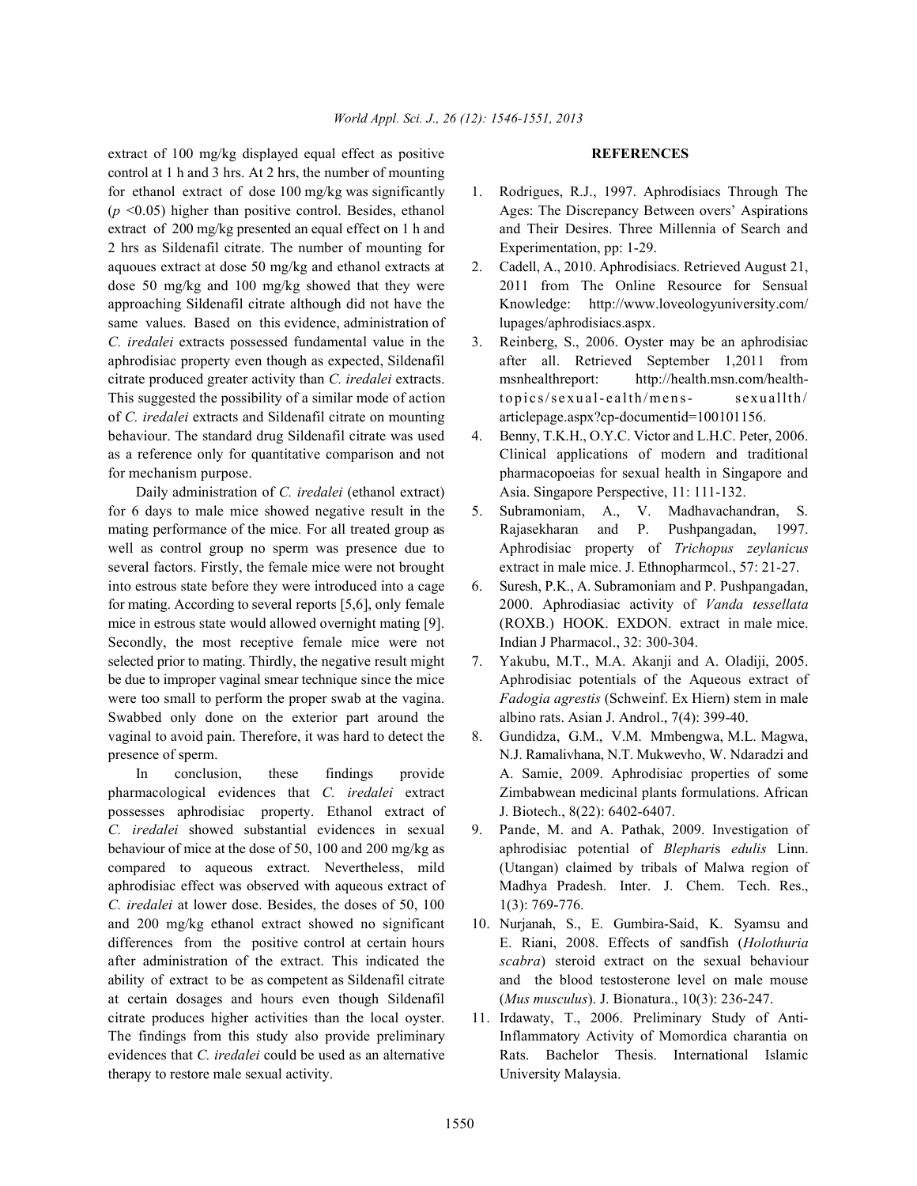extract of 100 mg/kg displayed equal effect as positive control at 1 h and 3 hrs. At 2 hrs, the number of mounting for ethanol extract of dose 100 mg/kg was significantly ($p$ <0.05) higher than positive control. Besides, ethanol extract of 200 mg/kg presented an equal effect on 1 h and 2 hrs as Sildenafil citrate. The number of mounting for aquoues extract at dose 50 mg/kg and ethanol extracts at dose 50 mg/kg and 100 mg/kg showed that they were approaching Sildenafil citrate although did not have the same values. Based on this evidence, administration of *C. iredalei* extracts possessed fundamental value in the aphrodisiac property even though as expected, Sildenafil citrate produced greater activity than *C. iredalei* extracts. This suggested the possibility of a similar mode of action of *C. iredalei* extracts and Sildenafil citrate on mounting behaviour. The standard drug Sildenafil citrate was used as a reference only for quantitative comparison and not for mechanism purpose.

Daily administration of *C. iredalei* (ethanol extract) for 6 days to male mice showed negative result in the mating performance of the mice. For all treated group as well as control group no sperm was presence due to several factors. Firstly, the female mice were not brought into estrous state before they were introduced into a cage for mating. According to several reports [5,6], only female mice in estrous state would allowed overnight mating [9]. Secondly, the most receptive female mice were not selected prior to mating. Thirdly, the negative result might be due to improper vaginal smear technique since the mice were too small to perform the proper swab at the vagina. Swabbed only done on the exterior part around the vaginal to avoid pain. Therefore, it was hard to detect the presence of sperm.

In conclusion, these findings provide pharmacological evidences that *C. iredalei* extract possesses aphrodisiac property. Ethanol extract of *C. iredalei* showed substantial evidences in sexual behaviour of mice at the dose of 50, 100 and 200 mg/kg as compared to aqueous extract. Nevertheless, mild aphrodisiac effect was observed with aqueous extract of *C. iredalei* at lower dose. Besides, the doses of 50, 100 and 200 mg/kg ethanol extract showed no significant differences from the positive control at certain hours after administration of the extract. This indicated the ability of extract to be as competent as Sildenafil citrate at certain dosages and hours even though Sildenafil citrate produces higher activities than the local oyster. The findings from this study also provide preliminary evidences that *C. iredalei* could be used as an alternative therapy to restore male sexual activity.

## REFERENCES

1. Rodrigues, R.J., 1997. Aphrodisiacs Through The Ages: The Discrepancy Between overs' Aspirations and Their Desires. Three Millennia of Search and Experimentation, pp: 1-29.
2. Cadell, A., 2010. Aphrodisiacs. Retrieved August 21, 2011 from The Online Resource for Sensual Knowledge: http://www.loveologyuniversity.com/lupages/aphrodisiacs.aspx.
3. Reinberg, S., 2006. Oyster may be an aphrodisiac after all. Retrieved September 1,2011 from msnhealthreport: http://health.msn.com/health-topics/sexual-ealth/mens- sexuallth/articlepage.aspx?cp-documentid=100101156.
4. Benny, T.K.H., O.Y.C. Victor and L.H.C. Peter, 2006. Clinical applications of modern and traditional pharmacopoeias for sexual health in Singapore and Asia. Singapore Perspective, 11: 111-132.
5. Subramoniam, A., V. Madhavachandran, S. Rajasekharan and P. Pushpangadan, 1997. Aphrodisiac property of *Trichopus zeylanicus* extract in male mice. J. Ethnopharmcol., 57: 21-27.
6. Suresh, P.K., A. Subramoniam and P. Pushpangadan, 2000. Aphrodiasiac activity of *Vanda tessellata* (ROXB.) HOOK. EXDON. extract in male mice. Indian J Pharmacol., 32: 300-304.
7. Yakubu, M.T., M.A. Akanji and A. Oladiji, 2005. Aphrodisiac potentials of the Aqueous extract of *Fadogia agrestis* (Schweinf. Ex Hiern) stem in male albino rats. Asian J. Androl., 7(4): 399-40.
8. Gundidza, G.M., V.M. Mmbengwa, M.L. Magwa, N.J. Ramalivhana, N.T. Mukwevho, W. Ndaradzi and A. Samie, 2009. Aphrodisiac properties of some Zimbabwean medicinal plants formulations. African J. Biotech., 8(22): 6402-6407.
9. Pande, M. and A. Pathak, 2009. Investigation of aphrodisiac potential of *Blepharis edulis* Linn. (Utangan) claimed by tribals of Malwa region of Madhya Pradesh. Inter. J. Chem. Tech. Res., 1(3): 769-776.
10. Nurjanah, S., E. Gumbira-Said, K. Syamsu and E. Riani, 2008. Effects of sandfish (*Holothuria scabra*) steroid extract on the sexual behaviour and the blood testosterone level on male mouse (*Mus musculus*). J. Bionatura., 10(3): 236-247.
11. Irdawaty, T., 2006. Preliminary Study of Anti-Inflammatory Activity of Momordica charantia on Rats. Bachelor Thesis. International Islamic University Malaysia.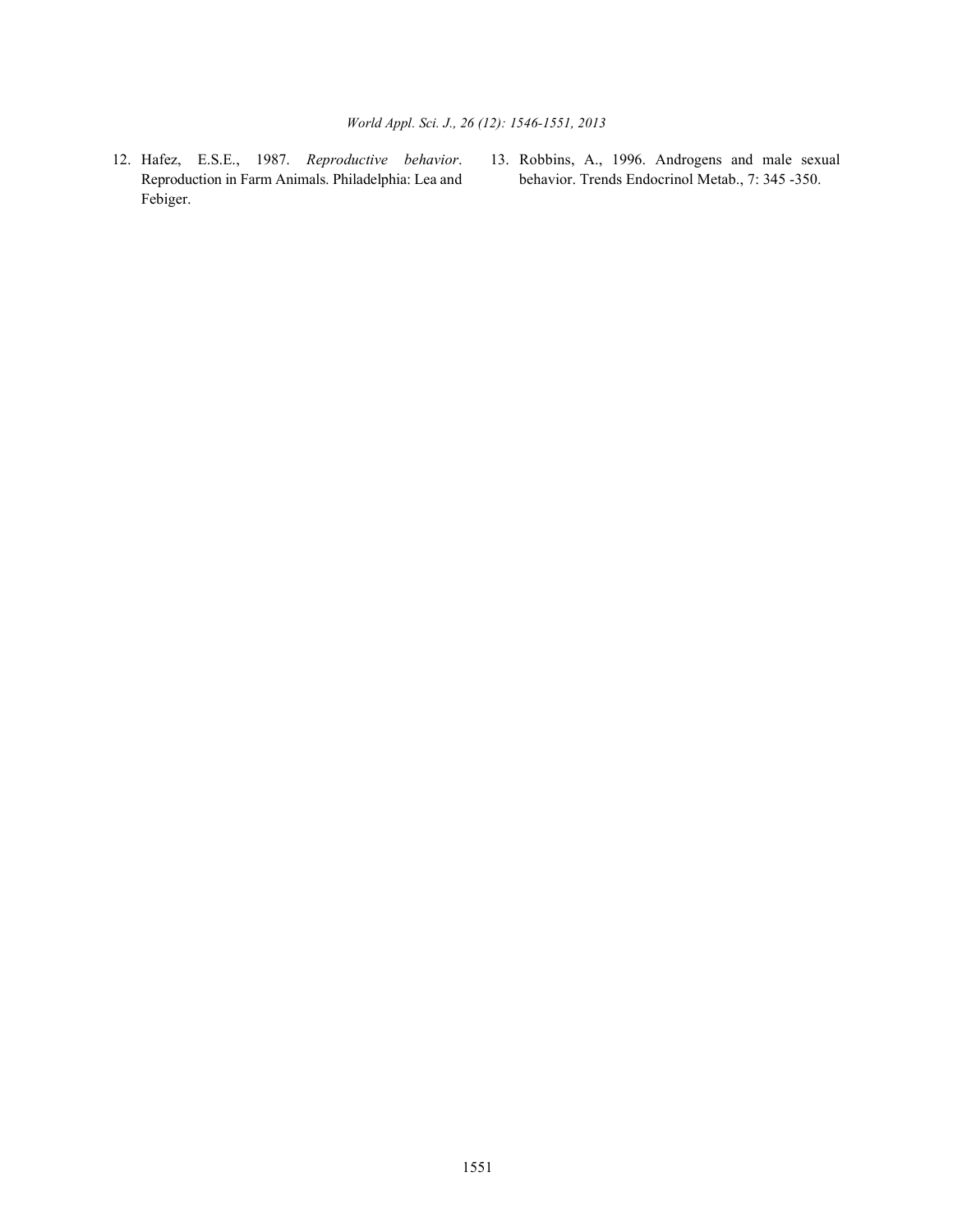12. Hafez, E.S.E., 1987. *Reproductive behavior*. Reproduction in Farm Animals. Philadelphia: Lea and Febiger.
13. Robbins, A., 1996. Androgens and male sexual behavior. Trends Endocrinol Metab., 7: 345 -350.